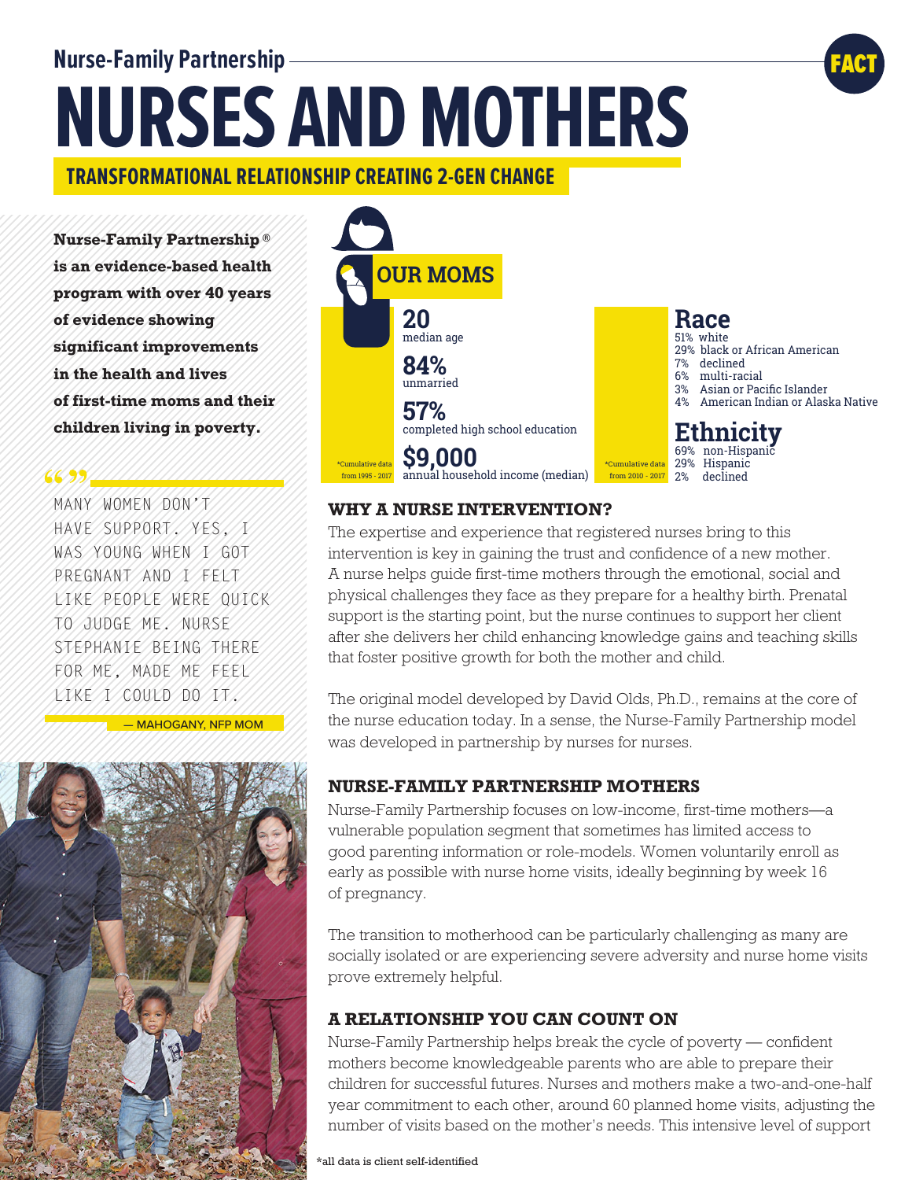Nurse-Family Partnership

# NURSES AND MOTHERS

## TRANSFORMATIONAL RELATIONSHIP CREATING 2-GEN CHANGE

**Nurse-Family Partnership® is an evidence-based health program with over 40 years of evidence showing significant improvements in the health and lives of first-time moms and their children living in poverty.**

> MANY WOMEN DON'T HAVE SUPPORT. YES, I WAS YOUNG WHEN I GOT PREGNANT AND I FELT LIKE PEOPLE WERE QUICK TO JUDGE ME. NURSE STEPHANIE BEING THERE FOR ME, MADE ME FEEL LIKE I COULD DO IT.
>
> — MAHOGANY, NFP MOM

### OUR MOMS

**20**
median age

**84%**
unmarried

**57%**
completed high school education

**$9,000**
annual household income (median)

*Cumulative data from 1995 - 2017

### Race

- 51% white
- 29% black or African American
- 7% declined
- 6% multi-racial
- 3% Asian or Pacific Islander
- 4% American Indian or Alaska Native

### Ethnicity

- 69% non-Hispanic
- 29% Hispanic
- 2% declined

*Cumulative data from 2010 - 2017

### WHY A NURSE INTERVENTION?

The expertise and experience that registered nurses bring to this intervention is key in gaining the trust and confidence of a new mother. A nurse helps guide first-time mothers through the emotional, social and physical challenges they face as they prepare for a healthy birth. Prenatal support is the starting point, but the nurse continues to support her client after she delivers her child enhancing knowledge gains and teaching skills that foster positive growth for both the mother and child.

The original model developed by David Olds, Ph.D., remains at the core of the nurse education today. In a sense, the Nurse-Family Partnership model was developed in partnership by nurses for nurses.

### NURSE-FAMILY PARTNERSHIP MOTHERS

Nurse-Family Partnership focuses on low-income, first-time mothers—a vulnerable population segment that sometimes has limited access to good parenting information or role-models. Women voluntarily enroll as early as possible with nurse home visits, ideally beginning by week 16 of pregnancy.

The transition to motherhood can be particularly challenging as many are socially isolated or are experiencing severe adversity and nurse home visits prove extremely helpful.

### A RELATIONSHIP YOU CAN COUNT ON

Nurse-Family Partnership helps break the cycle of poverty — confident mothers become knowledgeable parents who are able to prepare their children for successful futures. Nurses and mothers make a two-and-one-half year commitment to each other, around 60 planned home visits, adjusting the number of visits based on the mother's needs. This intensive level of support

*all data is client self-identified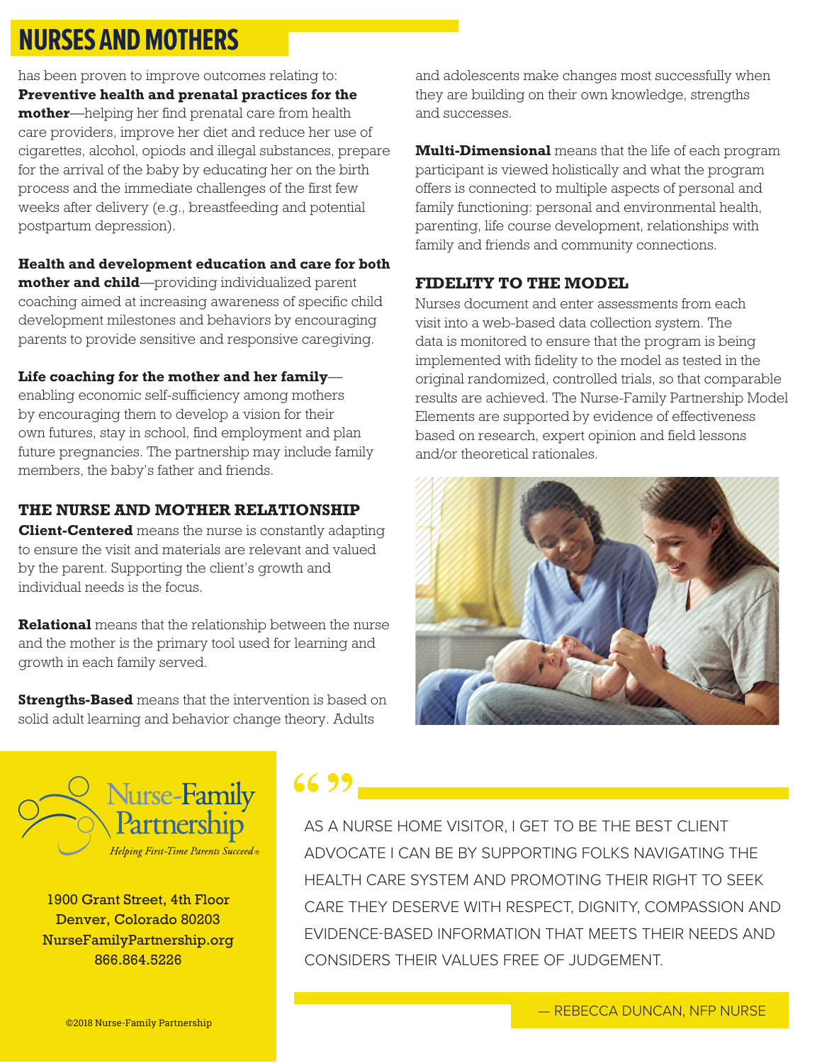## NURSES AND MOTHERS

has been proven to improve outcomes relating to:

**Preventive health and prenatal practices for the mother**—helping her find prenatal care from health care providers, improve her diet and reduce her use of cigarettes, alcohol, opiods and illegal substances, prepare for the arrival of the baby by educating her on the birth process and the immediate challenges of the first few weeks after delivery (e.g., breastfeeding and potential postpartum depression).

**Health and development education and care for both mother and child**—providing individualized parent coaching aimed at increasing awareness of specific child development milestones and behaviors by encouraging parents to provide sensitive and responsive caregiving.

**Life coaching for the mother and her family**—enabling economic self-sufficiency among mothers by encouraging them to develop a vision for their own futures, stay in school, find employment and plan future pregnancies. The partnership may include family members, the baby's father and friends.

### THE NURSE AND MOTHER RELATIONSHIP

**Client-Centered** means the nurse is constantly adapting to ensure the visit and materials are relevant and valued by the parent. Supporting the client's growth and individual needs is the focus.

**Relational** means that the relationship between the nurse and the mother is the primary tool used for learning and growth in each family served.

**Strengths-Based** means that the intervention is based on solid adult learning and behavior change theory. Adults and adolescents make changes most successfully when they are building on their own knowledge, strengths and successes.

**Multi-Dimensional** means that the life of each program participant is viewed holistically and what the program offers is connected to multiple aspects of personal and family functioning: personal and environmental health, parenting, life course development, relationships with family and friends and community connections.

### FIDELITY TO THE MODEL

Nurses document and enter assessments from each visit into a web-based data collection system. The data is monitored to ensure that the program is being implemented with fidelity to the model as tested in the original randomized, controlled trials, so that comparable results are achieved. The Nurse-Family Partnership Model Elements are supported by evidence of effectiveness based on research, expert opinion and field lessons and/or theoretical rationales.

Nurse-Family Partnership

*Helping First-Time Parents Succeed®*

1900 Grant Street, 4th Floor
Denver, Colorado 80203
NurseFamilyPartnership.org
866.864.5226

©2018 Nurse-Family Partnership

"AS A NURSE HOME VISITOR, I GET TO BE THE BEST CLIENT ADVOCATE I CAN BE BY SUPPORTING FOLKS NAVIGATING THE HEALTH CARE SYSTEM AND PROMOTING THEIR RIGHT TO SEEK CARE THEY DESERVE WITH RESPECT, DIGNITY, COMPASSION AND EVIDENCE-BASED INFORMATION THAT MEETS THEIR NEEDS AND CONSIDERS THEIR VALUES FREE OF JUDGEMENT."

— REBECCA DUNCAN, NFP NURSE